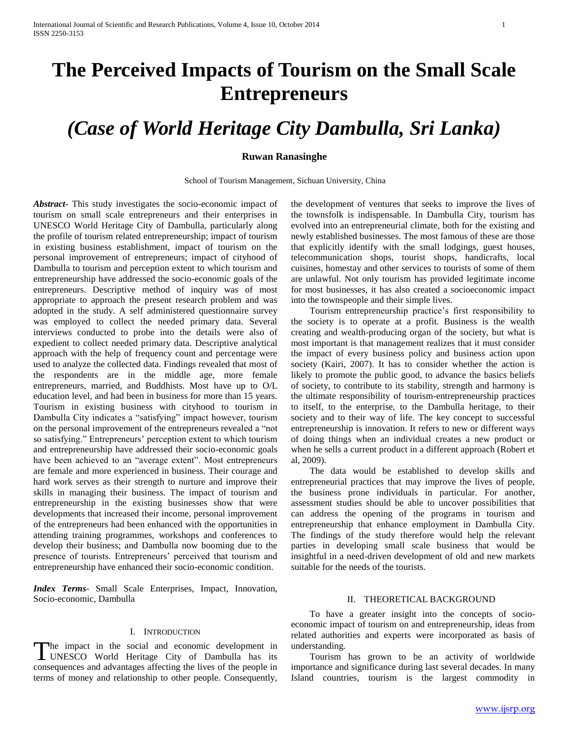# The Perceived Impacts of Tourism on the Small Scale Entrepreneurs

# *(Case of World Heritage City Dambulla, Sri Lanka)*

**Ruwan Ranasinghe**

School of Tourism Management, Sichuan University, China

***Abstract***- This study investigates the socio-economic impact of tourism on small scale entrepreneurs and their enterprises in UNESCO World Heritage City of Dambulla, particularly along the profile of tourism related entrepreneurship; impact of tourism in existing business establishment, impact of tourism on the personal improvement of entrepreneurs; impact of cityhood of Dambulla to tourism and perception extent to which tourism and entrepreneurship have addressed the socio-economic goals of the entrepreneurs. Descriptive method of inquiry was of most appropriate to approach the present research problem and was adopted in the study. A self administered questionnaire survey was employed to collect the needed primary data. Several interviews conducted to probe into the details were also of expedient to collect needed primary data. Descriptive analytical approach with the help of frequency count and percentage were used to analyze the collected data. Findings revealed that most of the respondents are in the middle age, more female entrepreneurs, married, and Buddhists. Most have up to O/L education level, and had been in business for more than 15 years. Tourism in existing business with cityhood to tourism in Dambulla City indicates a "satisfying" impact however, tourism on the personal improvement of the entrepreneurs revealed a "not so satisfying." Entrepreneurs' perception extent to which tourism and entrepreneurship have addressed their socio-economic goals have been achieved to an "average extent". Most entrepreneurs are female and more experienced in business. Their courage and hard work serves as their strength to nurture and improve their skills in managing their business. The impact of tourism and entrepreneurship in the existing businesses show that were developments that increased their income, personal improvement of the entrepreneurs had been enhanced with the opportunities in attending training programmes, workshops and conferences to develop their business; and Dambulla now booming due to the presence of tourists. Entrepreneurs' perceived that tourism and entrepreneurship have enhanced their socio-economic condition.

***Index Terms***- Small Scale Enterprises, Impact, Innovation, Socio-economic, Dambulla

## I. Introduction

The impact in the social and economic development in UNESCO World Heritage City of Dambulla has its consequences and advantages affecting the lives of the people in terms of money and relationship to other people. Consequently, the development of ventures that seeks to improve the lives of the townsfolk is indispensable. In Dambulla City, tourism has evolved into an entrepreneurial climate, both for the existing and newly established businesses. The most famous of these are those that explicitly identify with the small lodgings, guest houses, telecommunication shops, tourist shops, handicrafts, local cuisines, homestay and other services to tourists of some of them are unlawful. Not only tourism has provided legitimate income for most businesses, it has also created a socioeconomic impact into the townspeople and their simple lives.

Tourism entrepreneurship practice's first responsibility to the society is to operate at a profit. Business is the wealth creating and wealth-producing organ of the society, but what is most important is that management realizes that it must consider the impact of every business policy and business action upon society (Kairi, 2007). It has to consider whether the action is likely to promote the public good, to advance the basics beliefs of society, to contribute to its stability, strength and harmony is the ultimate responsibility of tourism-entrepreneurship practices to itself, to the enterprise, to the Dambulla heritage, to their society and to their way of life. The key concept to successful entrepreneurship is innovation. It refers to new or different ways of doing things when an individual creates a new product or when he sells a current product in a different approach (Robert et al, 2009).

The data would be established to develop skills and entrepreneurial practices that may improve the lives of people, the business prone individuals in particular. For another, assessment studies should be able to uncover possibilities that can address the opening of the programs in tourism and entrepreneurship that enhance employment in Dambulla City. The findings of the study therefore would help the relevant parties in developing small scale business that would be insightful in a need-driven development of old and new markets suitable for the needs of the tourists.

## II. Theoretical Background

To have a greater insight into the concepts of socio-economic impact of tourism on and entrepreneurship, ideas from related authorities and experts were incorporated as basis of understanding.

Tourism has grown to be an activity of worldwide importance and significance during last several decades. In many Island countries, tourism is the largest commodity in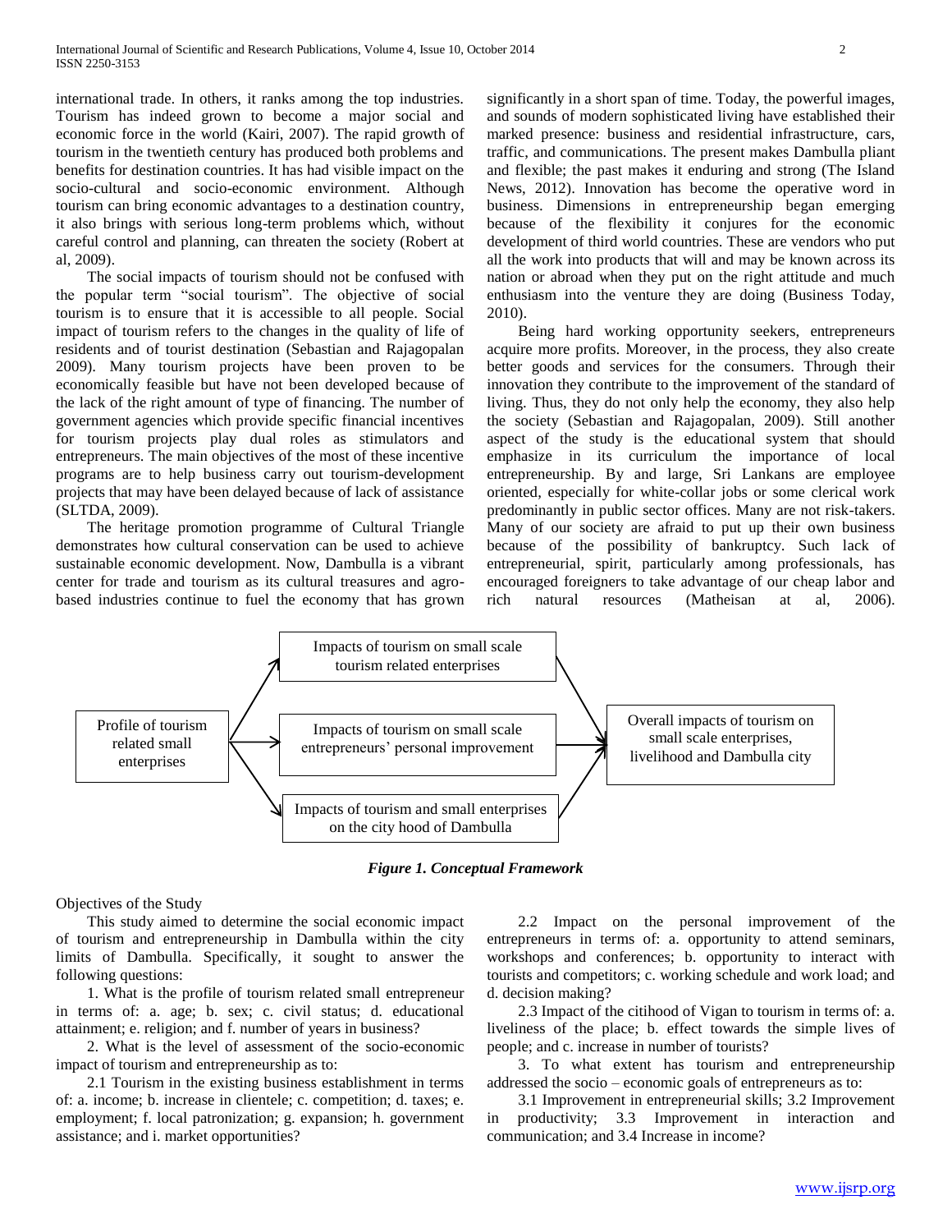international trade. In others, it ranks among the top industries. Tourism has indeed grown to become a major social and economic force in the world (Kairi, 2007). The rapid growth of tourism in the twentieth century has produced both problems and benefits for destination countries. It has had visible impact on the socio-cultural and socio-economic environment. Although tourism can bring economic advantages to a destination country, it also brings with serious long-term problems which, without careful control and planning, can threaten the society (Robert at al, 2009).

The social impacts of tourism should not be confused with the popular term "social tourism". The objective of social tourism is to ensure that it is accessible to all people. Social impact of tourism refers to the changes in the quality of life of residents and of tourist destination (Sebastian and Rajagopalan 2009). Many tourism projects have been proven to be economically feasible but have not been developed because of the lack of the right amount of type of financing. The number of government agencies which provide specific financial incentives for tourism projects play dual roles as stimulators and entrepreneurs. The main objectives of the most of these incentive programs are to help business carry out tourism-development projects that may have been delayed because of lack of assistance (SLTDA, 2009).

The heritage promotion programme of Cultural Triangle demonstrates how cultural conservation can be used to achieve sustainable economic development. Now, Dambulla is a vibrant center for trade and tourism as its cultural treasures and agro-based industries continue to fuel the economy that has grown significantly in a short span of time. Today, the powerful images, and sounds of modern sophisticated living have established their marked presence: business and residential infrastructure, cars, traffic, and communications. The present makes Dambulla pliant and flexible; the past makes it enduring and strong (The Island News, 2012). Innovation has become the operative word in business. Dimensions in entrepreneurship began emerging because of the flexibility it conjures for the economic development of third world countries. These are vendors who put all the work into products that will and may be known across its nation or abroad when they put on the right attitude and much enthusiasm into the venture they are doing (Business Today, 2010).

Being hard working opportunity seekers, entrepreneurs acquire more profits. Moreover, in the process, they also create better goods and services for the consumers. Through their innovation they contribute to the improvement of the standard of living. Thus, they do not only help the economy, they also help the society (Sebastian and Rajagopalan, 2009). Still another aspect of the study is the educational system that should emphasize in its curriculum the importance of local entrepreneurship. By and large, Sri Lankans are employee oriented, especially for white-collar jobs or some clerical work predominantly in public sector offices. Many are not risk-takers. Many of our society are afraid to put up their own business because of the possibility of bankruptcy. Such lack of entrepreneurial, spirit, particularly among professionals, has encouraged foreigners to take advantage of our cheap labor and rich natural resources (Matheisan at al, 2006).

Profile of tourism related small enterprises → Impacts of tourism on small scale tourism related enterprises; Impacts of tourism on small scale entrepreneurs' personal improvement; Impacts of tourism and small enterprises on the city hood of Dambulla → Overall impacts of tourism on small scale enterprises, livelihood and Dambulla city

***Figure 1. Conceptual Framework***

Objectives of the Study

This study aimed to determine the social economic impact of tourism and entrepreneurship in Dambulla within the city limits of Dambulla. Specifically, it sought to answer the following questions:

1. What is the profile of tourism related small entrepreneur in terms of: a. age; b. sex; c. civil status; d. educational attainment; e. religion; and f. number of years in business?

2. What is the level of assessment of the socio-economic impact of tourism and entrepreneurship as to:

2.1 Tourism in the existing business establishment in terms of: a. income; b. increase in clientele; c. competition; d. taxes; e. employment; f. local patronization; g. expansion; h. government assistance; and i. market opportunities?

2.2 Impact on the personal improvement of the entrepreneurs in terms of: a. opportunity to attend seminars, workshops and conferences; b. opportunity to interact with tourists and competitors; c. working schedule and work load; and d. decision making?

2.3 Impact of the citihood of Vigan to tourism in terms of: a. liveliness of the place; b. effect towards the simple lives of people; and c. increase in number of tourists?

3. To what extent has tourism and entrepreneurship addressed the socio – economic goals of entrepreneurs as to:

3.1 Improvement in entrepreneurial skills; 3.2 Improvement in productivity; 3.3 Improvement in interaction and communication; and 3.4 Increase in income?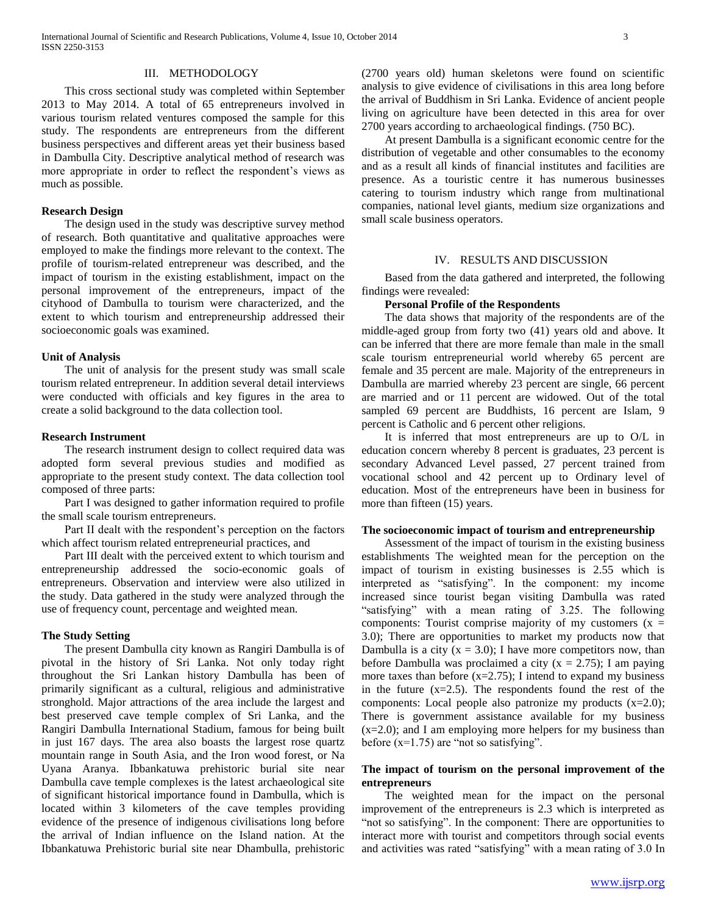## III. METHODOLOGY

This cross sectional study was completed within September 2013 to May 2014. A total of 65 entrepreneurs involved in various tourism related ventures composed the sample for this study. The respondents are entrepreneurs from the different business perspectives and different areas yet their business based in Dambulla City. Descriptive analytical method of research was more appropriate in order to reflect the respondent's views as much as possible.

### Research Design

The design used in the study was descriptive survey method of research. Both quantitative and qualitative approaches were employed to make the findings more relevant to the context. The profile of tourism-related entrepreneur was described, and the impact of tourism in the existing establishment, impact on the personal improvement of the entrepreneurs, impact of the cityhood of Dambulla to tourism were characterized, and the extent to which tourism and entrepreneurship addressed their socioeconomic goals was examined.

### Unit of Analysis

The unit of analysis for the present study was small scale tourism related entrepreneur. In addition several detail interviews were conducted with officials and key figures in the area to create a solid background to the data collection tool.

### Research Instrument

The research instrument design to collect required data was adopted form several previous studies and modified as appropriate to the present study context. The data collection tool composed of three parts:

Part I was designed to gather information required to profile the small scale tourism entrepreneurs.

Part II dealt with the respondent's perception on the factors which affect tourism related entrepreneurial practices, and

Part III dealt with the perceived extent to which tourism and entrepreneurship addressed the socio-economic goals of entrepreneurs. Observation and interview were also utilized in the study. Data gathered in the study were analyzed through the use of frequency count, percentage and weighted mean.

### The Study Setting

The present Dambulla city known as Rangiri Dambulla is of pivotal in the history of Sri Lanka. Not only today right throughout the Sri Lankan history Dambulla has been of primarily significant as a cultural, religious and administrative stronghold. Major attractions of the area include the largest and best preserved cave temple complex of Sri Lanka, and the Rangiri Dambulla International Stadium, famous for being built in just 167 days. The area also boasts the largest rose quartz mountain range in South Asia, and the Iron wood forest, or Na Uyana Aranya. Ibbankatuwa prehistoric burial site near Dambulla cave temple complexes is the latest archaeological site of significant historical importance found in Dambulla, which is located within 3 kilometers of the cave temples providing evidence of the presence of indigenous civilisations long before the arrival of Indian influence on the Island nation. At the Ibbankatuwa Prehistoric burial site near Dhambulla, prehistoric (2700 years old) human skeletons were found on scientific analysis to give evidence of civilisations in this area long before the arrival of Buddhism in Sri Lanka. Evidence of ancient people living on agriculture have been detected in this area for over 2700 years according to archaeological findings. (750 BC).

At present Dambulla is a significant economic centre for the distribution of vegetable and other consumables to the economy and as a result all kinds of financial institutes and facilities are presence. As a touristic centre it has numerous businesses catering to tourism industry which range from multinational companies, national level giants, medium size organizations and small scale business operators.

## IV. RESULTS AND DISCUSSION

Based from the data gathered and interpreted, the following findings were revealed:

**Personal Profile of the Respondents**

The data shows that majority of the respondents are of the middle-aged group from forty two (41) years old and above. It can be inferred that there are more female than male in the small scale tourism entrepreneurial world whereby 65 percent are female and 35 percent are male. Majority of the entrepreneurs in Dambulla are married whereby 23 percent are single, 66 percent are married and or 11 percent are widowed. Out of the total sampled 69 percent are Buddhists, 16 percent are Islam, 9 percent is Catholic and 6 percent other religions.

It is inferred that most entrepreneurs are up to O/L in education concern whereby 8 percent is graduates, 23 percent is secondary Advanced Level passed, 27 percent trained from vocational school and 42 percent up to Ordinary level of education. Most of the entrepreneurs have been in business for more than fifteen (15) years.

### The socioeconomic impact of tourism and entrepreneurship

Assessment of the impact of tourism in the existing business establishments The weighted mean for the perception on the impact of tourism in existing businesses is 2.55 which is interpreted as "satisfying". In the component: my income increased since tourist began visiting Dambulla was rated "satisfying" with a mean rating of 3.25. The following components: Tourist comprise majority of my customers ($x = 3.0$); There are opportunities to market my products now that Dambulla is a city ($x = 3.0$); I have more competitors now, than before Dambulla was proclaimed a city ($x = 2.75$); I am paying more taxes than before ($x=2.75$); I intend to expand my business in the future ($x=2.5$). The respondents found the rest of the components: Local people also patronize my products ($x=2.0$); There is government assistance available for my business ($x=2.0$); and I am employing more helpers for my business than before ($x=1.75$) are "not so satisfying".

### The impact of tourism on the personal improvement of the entrepreneurs

The weighted mean for the impact on the personal improvement of the entrepreneurs is 2.3 which is interpreted as "not so satisfying". In the component: There are opportunities to interact more with tourist and competitors through social events and activities was rated "satisfying" with a mean rating of 3.0 In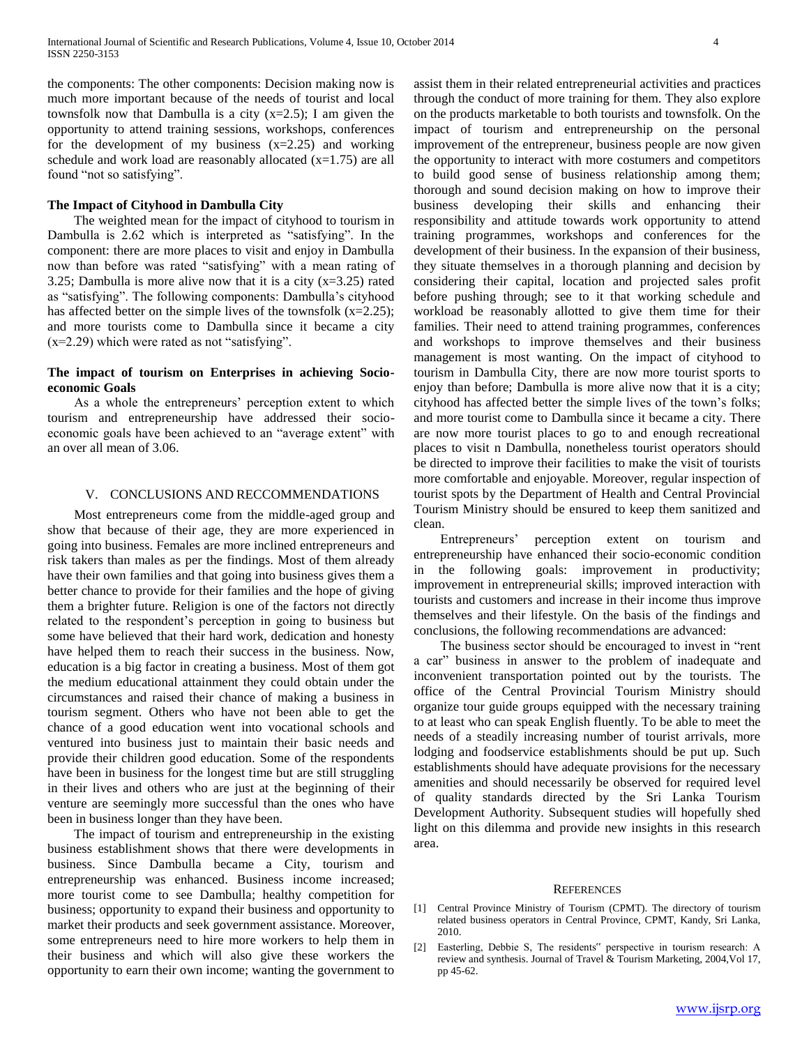the components: The other components: Decision making now is much more important because of the needs of tourist and local townsfolk now that Dambulla is a city (x=2.5); I am given the opportunity to attend training sessions, workshops, conferences for the development of my business (x=2.25) and working schedule and work load are reasonably allocated (x=1.75) are all found "not so satisfying".

**The Impact of Cityhood in Dambulla City**

The weighted mean for the impact of cityhood to tourism in Dambulla is 2.62 which is interpreted as "satisfying". In the component: there are more places to visit and enjoy in Dambulla now than before was rated "satisfying" with a mean rating of 3.25; Dambulla is more alive now that it is a city (x=3.25) rated as "satisfying". The following components: Dambulla's cityhood has affected better on the simple lives of the townsfolk (x=2.25); and more tourists come to Dambulla since it became a city (x=2.29) which were rated as not "satisfying".

**The impact of tourism on Enterprises in achieving Socio-economic Goals**

As a whole the entrepreneurs' perception extent to which tourism and entrepreneurship have addressed their socio-economic goals have been achieved to an "average extent" with an over all mean of 3.06.

## V. CONCLUSIONS AND RECCOMMENDATIONS

Most entrepreneurs come from the middle-aged group and show that because of their age, they are more experienced in going into business. Females are more inclined entrepreneurs and risk takers than males as per the findings. Most of them already have their own families and that going into business gives them a better chance to provide for their families and the hope of giving them a brighter future. Religion is one of the factors not directly related to the respondent's perception in going to business but some have believed that their hard work, dedication and honesty have helped them to reach their success in the business. Now, education is a big factor in creating a business. Most of them got the medium educational attainment they could obtain under the circumstances and raised their chance of making a business in tourism segment. Others who have not been able to get the chance of a good education went into vocational schools and ventured into business just to maintain their basic needs and provide their children good education. Some of the respondents have been in business for the longest time but are still struggling in their lives and others who are just at the beginning of their venture are seemingly more successful than the ones who have been in business longer than they have been.

The impact of tourism and entrepreneurship in the existing business establishment shows that there were developments in business. Since Dambulla became a City, tourism and entrepreneurship was enhanced. Business income increased; more tourist come to see Dambulla; healthy competition for business; opportunity to expand their business and opportunity to market their products and seek government assistance. Moreover, some entrepreneurs need to hire more workers to help them in their business and which will also give these workers the opportunity to earn their own income; wanting the government to assist them in their related entrepreneurial activities and practices through the conduct of more training for them. They also explore on the products marketable to both tourists and townsfolk. On the impact of tourism and entrepreneurship on the personal improvement of the entrepreneur, business people are now given the opportunity to interact with more costumers and competitors to build good sense of business relationship among them; thorough and sound decision making on how to improve their business developing their skills and enhancing their responsibility and attitude towards work opportunity to attend training programmes, workshops and conferences for the development of their business. In the expansion of their business, they situate themselves in a thorough planning and decision by considering their capital, location and projected sales profit before pushing through; see to it that working schedule and workload be reasonably allotted to give them time for their families. Their need to attend training programmes, conferences and workshops to improve themselves and their business management is most wanting. On the impact of cityhood to tourism in Dambulla City, there are now more tourist sports to enjoy than before; Dambulla is more alive now that it is a city; cityhood has affected better the simple lives of the town's folks; and more tourist come to Dambulla since it became a city. There are now more tourist places to go to and enough recreational places to visit n Dambulla, nonetheless tourist operators should be directed to improve their facilities to make the visit of tourists more comfortable and enjoyable. Moreover, regular inspection of tourist spots by the Department of Health and Central Provincial Tourism Ministry should be ensured to keep them sanitized and clean.

Entrepreneurs' perception extent on tourism and entrepreneurship have enhanced their socio-economic condition in the following goals: improvement in productivity; improvement in entrepreneurial skills; improved interaction with tourists and customers and increase in their income thus improve themselves and their lifestyle. On the basis of the findings and conclusions, the following recommendations are advanced:

The business sector should be encouraged to invest in "rent a car" business in answer to the problem of inadequate and inconvenient transportation pointed out by the tourists. The office of the Central Provincial Tourism Ministry should organize tour guide groups equipped with the necessary training to at least who can speak English fluently. To be able to meet the needs of a steadily increasing number of tourist arrivals, more lodging and foodservice establishments should be put up. Such establishments should have adequate provisions for the necessary amenities and should necessarily be observed for required level of quality standards directed by the Sri Lanka Tourism Development Authority. Subsequent studies will hopefully shed light on this dilemma and provide new insights in this research area.

## REFERENCES

[1] Central Province Ministry of Tourism (CPMT). The directory of tourism related business operators in Central Province, CPMT, Kandy, Sri Lanka, 2010.

[2] Easterling, Debbie S, The residents" perspective in tourism research: A review and synthesis. Journal of Travel & Tourism Marketing, 2004,Vol 17, pp 45-62.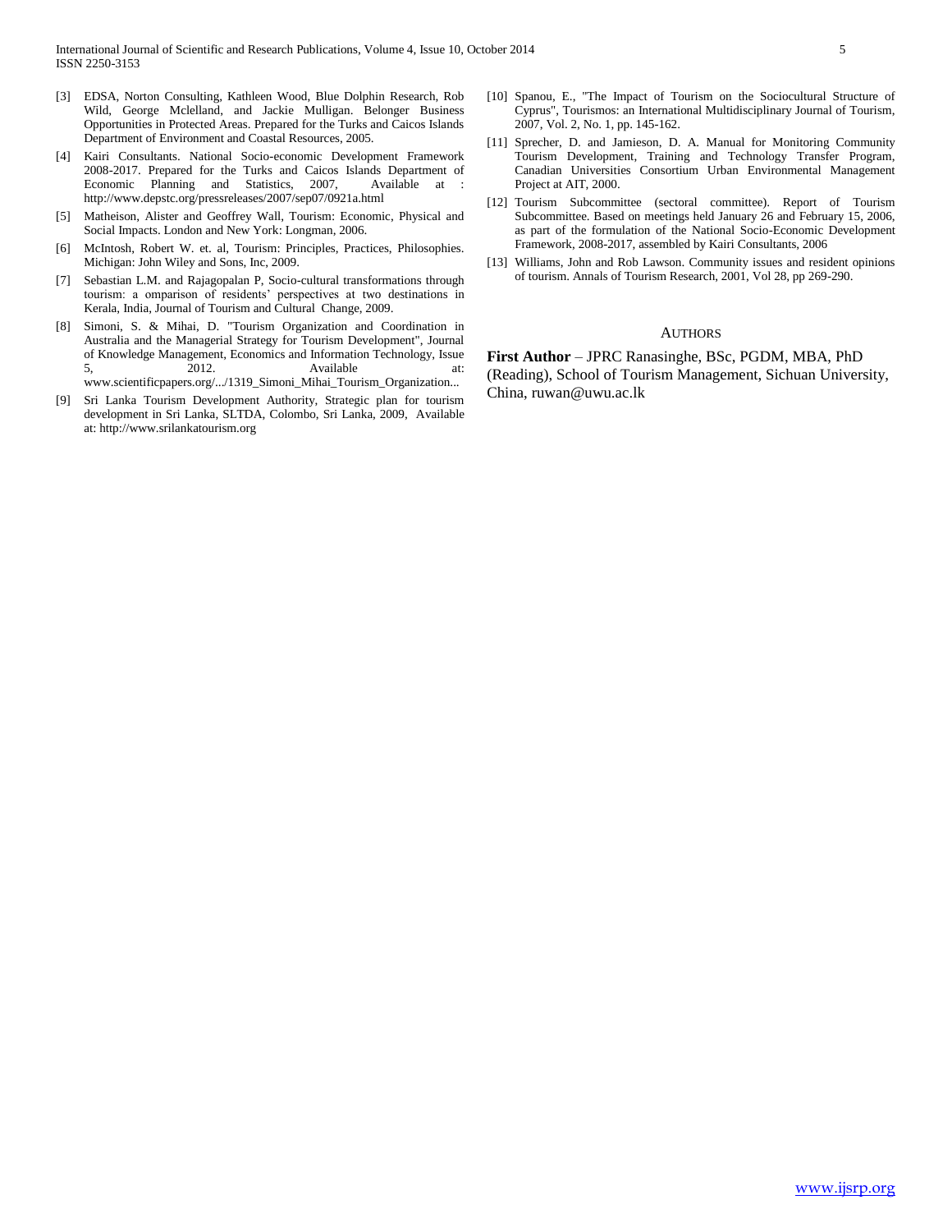[3] EDSA, Norton Consulting, Kathleen Wood, Blue Dolphin Research, Rob Wild, George Mclelland, and Jackie Mulligan. Belonger Business Opportunities in Protected Areas. Prepared for the Turks and Caicos Islands Department of Environment and Coastal Resources, 2005.

[4] Kairi Consultants. National Socio-economic Development Framework 2008-2017. Prepared for the Turks and Caicos Islands Department of Economic Planning and Statistics, 2007, Available at : http://www.depstc.org/pressreleases/2007/sep07/0921a.html

[5] Matheison, Alister and Geoffrey Wall, Tourism: Economic, Physical and Social Impacts. London and New York: Longman, 2006.

[6] McIntosh, Robert W. et. al, Tourism: Principles, Practices, Philosophies. Michigan: John Wiley and Sons, Inc, 2009.

[7] Sebastian L.M. and Rajagopalan P, Socio-cultural transformations through tourism: a omparison of residents' perspectives at two destinations in Kerala, India, Journal of Tourism and Cultural Change, 2009.

[8] Simoni, S. & Mihai, D. "Tourism Organization and Coordination in Australia and the Managerial Strategy for Tourism Development", Journal of Knowledge Management, Economics and Information Technology, Issue 5, 2012. Available at: www.scientificpapers.org/.../1319_Simoni_Mihai_Tourism_Organization...

[9] Sri Lanka Tourism Development Authority, Strategic plan for tourism development in Sri Lanka, SLTDA, Colombo, Sri Lanka, 2009, Available at: http://www.srilankatourism.org

[10] Spanou, E., "The Impact of Tourism on the Sociocultural Structure of Cyprus", Tourismos: an International Multidisciplinary Journal of Tourism, 2007, Vol. 2, No. 1, pp. 145-162.

[11] Sprecher, D. and Jamieson, D. A. Manual for Monitoring Community Tourism Development, Training and Technology Transfer Program, Canadian Universities Consortium Urban Environmental Management Project at AIT, 2000.

[12] Tourism Subcommittee (sectoral committee). Report of Tourism Subcommittee. Based on meetings held January 26 and February 15, 2006, as part of the formulation of the National Socio-Economic Development Framework, 2008-2017, assembled by Kairi Consultants, 2006

[13] Williams, John and Rob Lawson. Community issues and resident opinions of tourism. Annals of Tourism Research, 2001, Vol 28, pp 269-290.

## Authors

**First Author** – JPRC Ranasinghe, BSc, PGDM, MBA, PhD (Reading), School of Tourism Management, Sichuan University, China, ruwan@uwu.ac.lk